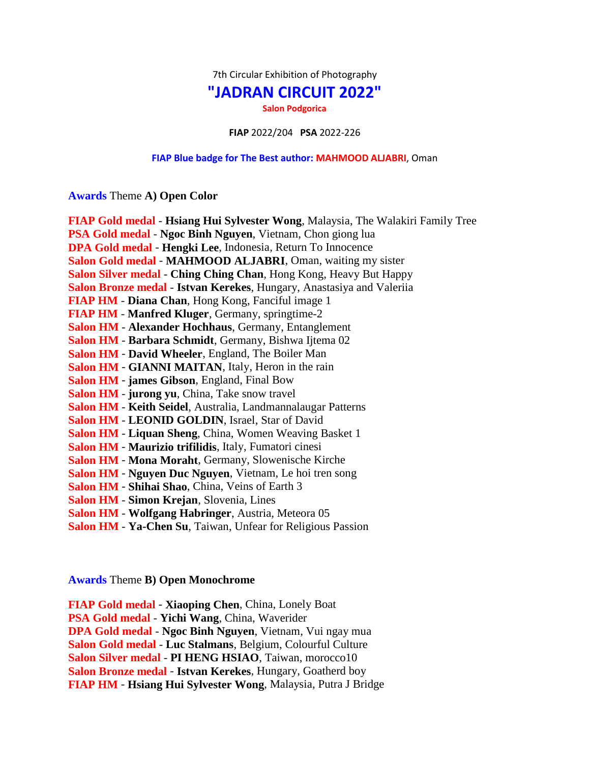7th Circular Exhibition of Photography

# "JADRAN CIRCUIT 2022"

**Salon Podgorica**

**FIAP** 2022/204 **PSA** 2022-226

**FIAP Blue badge for The Best author: MAHMOOD ALJABRI**, Oman

## Awards Theme **A) Open Color**

FIAP Gold medal - **Hsiang Hui Sylvester Wong**, Malaysia, The Walakiri Family Tree
PSA Gold medal - **Ngoc Binh Nguyen**, Vietnam, Chon giong lua
DPA Gold medal - **Hengki Lee**, Indonesia, Return To Innocence
Salon Gold medal - **MAHMOOD ALJABRI**, Oman, waiting my sister
Salon Silver medal - **Ching Ching Chan**, Hong Kong, Heavy But Happy
Salon Bronze medal - **Istvan Kerekes**, Hungary, Anastasiya and Valeriia
FIAP HM - **Diana Chan**, Hong Kong, Fanciful image 1
FIAP HM - **Manfred Kluger**, Germany, springtime-2
Salon HM - **Alexander Hochhaus**, Germany, Entanglement
Salon HM - **Barbara Schmidt**, Germany, Bishwa Ijtema 02
Salon HM - **David Wheeler**, England, The Boiler Man
Salon HM - **GIANNI MAITAN**, Italy, Heron in the rain
Salon HM - **james Gibson**, England, Final Bow
Salon HM - **jurong yu**, China, Take snow travel
Salon HM - **Keith Seidel**, Australia, Landmannalaugar Patterns
Salon HM - **LEONID GOLDIN**, Israel, Star of David
Salon HM - **Liquan Sheng**, China, Women Weaving Basket 1
Salon HM - **Maurizio trifilidis**, Italy, Fumatori cinesi
Salon HM - **Mona Moraht**, Germany, Slowenische Kirche
Salon HM - **Nguyen Duc Nguyen**, Vietnam, Le hoi tren song
Salon HM - **Shihai Shao**, China, Veins of Earth 3
Salon HM - **Simon Krejan**, Slovenia, Lines
Salon HM - **Wolfgang Habringer**, Austria, Meteora 05
Salon HM - **Ya-Chen Su**, Taiwan, Unfear for Religious Passion

## Awards Theme **B) Open Monochrome**

FIAP Gold medal - **Xiaoping Chen**, China, Lonely Boat
PSA Gold medal - **Yichi Wang**, China, Waverider
DPA Gold medal - **Ngoc Binh Nguyen**, Vietnam, Vui ngay mua
Salon Gold medal - **Luc Stalmans**, Belgium, Colourful Culture
Salon Silver medal - **PI HENG HSIAO**, Taiwan, morocco10
Salon Bronze medal - **Istvan Kerekes**, Hungary, Goatherd boy
FIAP HM - **Hsiang Hui Sylvester Wong**, Malaysia, Putra J Bridge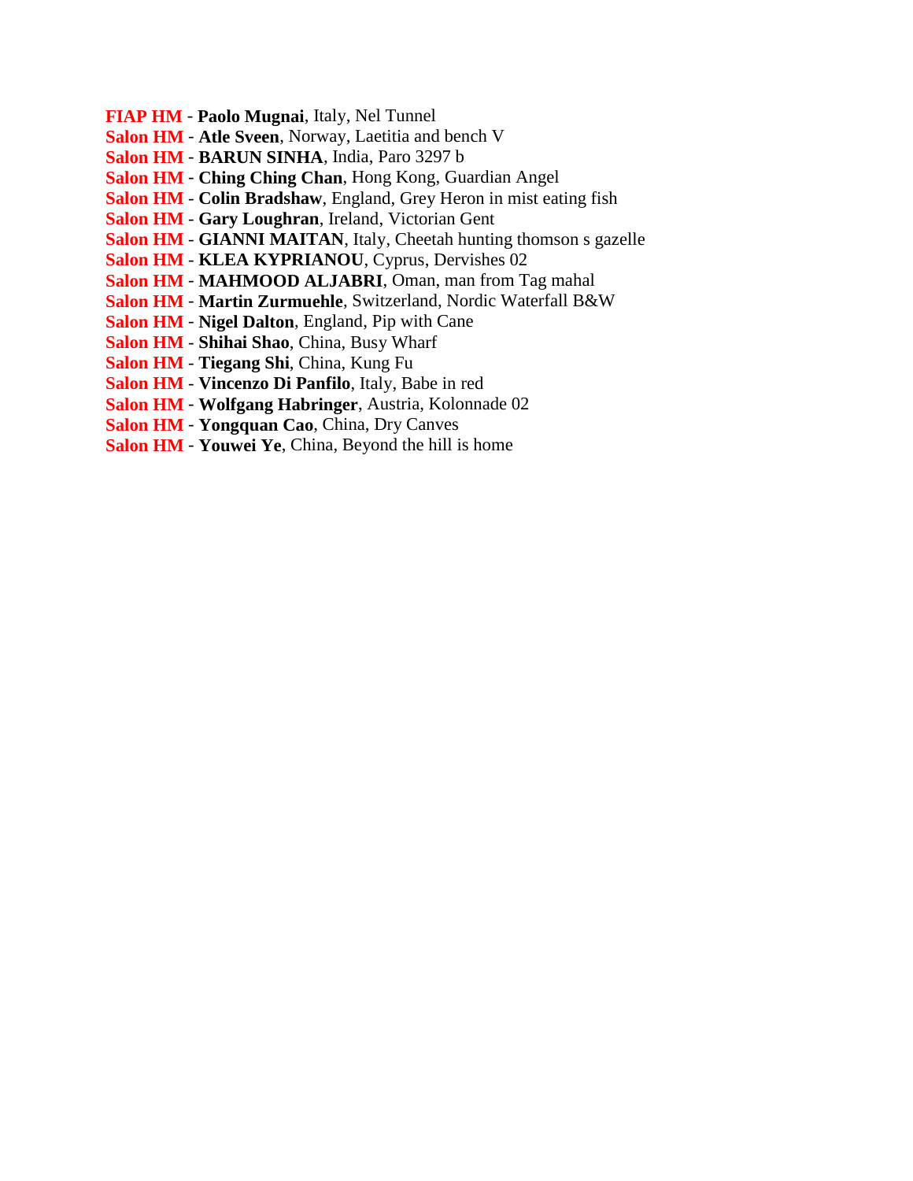**FIAP HM** - **Paolo Mugnai**, Italy, Nel Tunnel
**Salon HM** - **Atle Sveen**, Norway, Laetitia and bench V
**Salon HM** - **BARUN SINHA**, India, Paro 3297 b
**Salon HM** - **Ching Ching Chan**, Hong Kong, Guardian Angel
**Salon HM** - **Colin Bradshaw**, England, Grey Heron in mist eating fish
**Salon HM** - **Gary Loughran**, Ireland, Victorian Gent
**Salon HM** - **GIANNI MAITAN**, Italy, Cheetah hunting thomson s gazelle
**Salon HM** - **KLEA KYPRIANOU**, Cyprus, Dervishes 02
**Salon HM** - **MAHMOOD ALJABRI**, Oman, man from Tag mahal
**Salon HM** - **Martin Zurmuehle**, Switzerland, Nordic Waterfall B&W
**Salon HM** - **Nigel Dalton**, England, Pip with Cane
**Salon HM** - **Shihai Shao**, China, Busy Wharf
**Salon HM** - **Tiegang Shi**, China, Kung Fu
**Salon HM** - **Vincenzo Di Panfilo**, Italy, Babe in red
**Salon HM** - **Wolfgang Habringer**, Austria, Kolonnade 02
**Salon HM** - **Yongquan Cao**, China, Dry Canves
**Salon HM** - **Youwei Ye**, China, Beyond the hill is home